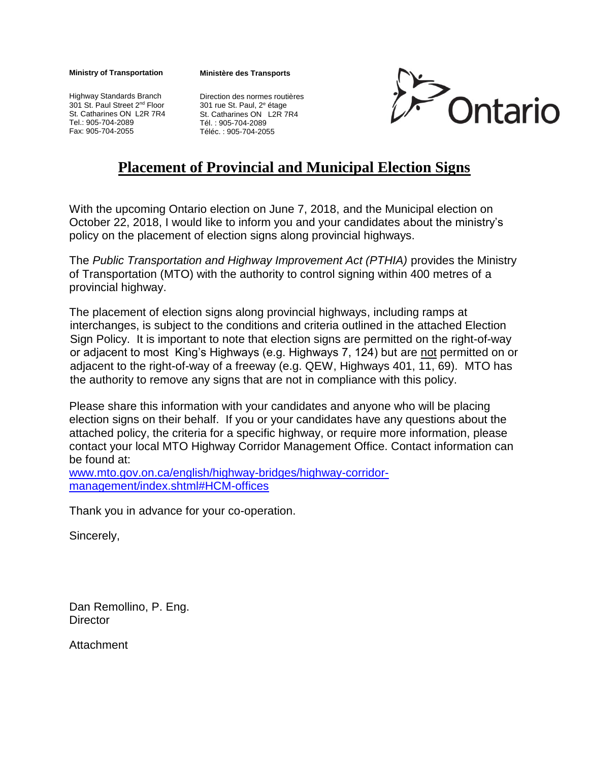**Ministry of Transportation**

Highway Standards Branch
301 St. Paul Street 2nd Floor
St. Catharines ON L2R 7R4
Tel.: 905-704-2089
Fax: 905-704-2055

**Ministère des Transports**

Direction des normes routières
301 rue St. Paul, 2e étage
St. Catharines ON L2R 7R4
Tél. : 905-704-2089
Téléc. : 905-704-2055

Ontario

# Placement of Provincial and Municipal Election Signs

With the upcoming Ontario election on June 7, 2018, and the Municipal election on October 22, 2018, I would like to inform you and your candidates about the ministry's policy on the placement of election signs along provincial highways.

The *Public Transportation and Highway Improvement Act (PTHIA)* provides the Ministry of Transportation (MTO) with the authority to control signing within 400 metres of a provincial highway.

The placement of election signs along provincial highways, including ramps at interchanges, is subject to the conditions and criteria outlined in the attached Election Sign Policy. It is important to note that election signs are permitted on the right-of-way or adjacent to most King's Highways (e.g. Highways 7, 124) but are <u>not</u> permitted on or adjacent to the right-of-way of a freeway (e.g. QEW, Highways 401, 11, 69). MTO has the authority to remove any signs that are not in compliance with this policy.

Please share this information with your candidates and anyone who will be placing election signs on their behalf. If you or your candidates have any questions about the attached policy, the criteria for a specific highway, or require more information, please contact your local MTO Highway Corridor Management Office. Contact information can be found at:
[www.mto.gov.on.ca/english/highway-bridges/highway-corridor-management/index.shtml#HCM-offices](www.mto.gov.on.ca/english/highway-bridges/highway-corridor-management/index.shtml#HCM-offices)

Thank you in advance for your co-operation.

Sincerely,

Dan Remollino, P. Eng.
Director

Attachment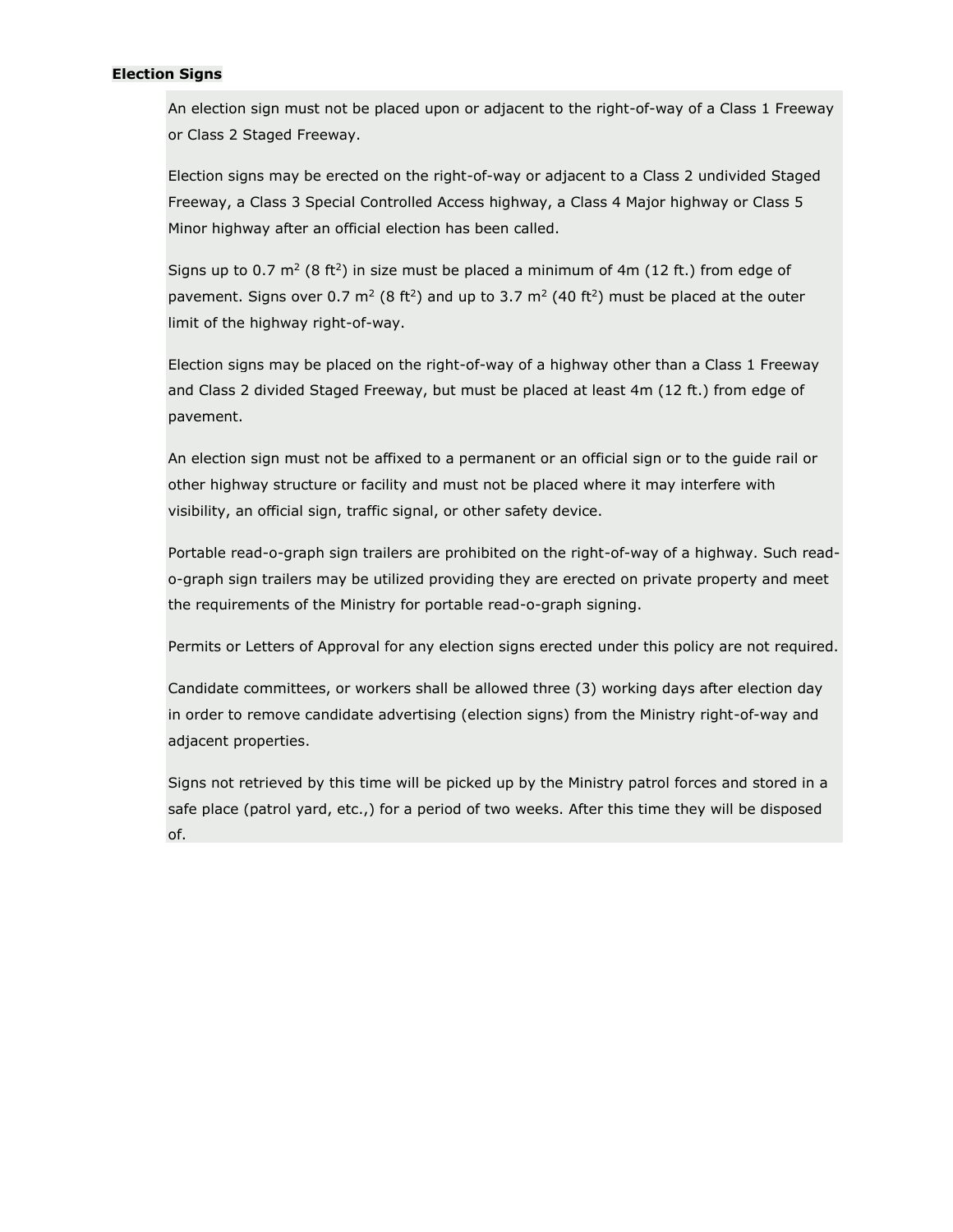**Election Signs**

An election sign must not be placed upon or adjacent to the right-of-way of a Class 1 Freeway or Class 2 Staged Freeway.

Election signs may be erected on the right-of-way or adjacent to a Class 2 undivided Staged Freeway, a Class 3 Special Controlled Access highway, a Class 4 Major highway or Class 5 Minor highway after an official election has been called.

Signs up to 0.7 $m^2$ (8 $ft^2$) in size must be placed a minimum of 4m (12 ft.) from edge of pavement. Signs over 0.7 $m^2$ (8 $ft^2$) and up to 3.7 $m^2$ (40 $ft^2$) must be placed at the outer limit of the highway right-of-way.

Election signs may be placed on the right-of-way of a highway other than a Class 1 Freeway and Class 2 divided Staged Freeway, but must be placed at least 4m (12 ft.) from edge of pavement.

An election sign must not be affixed to a permanent or an official sign or to the guide rail or other highway structure or facility and must not be placed where it may interfere with visibility, an official sign, traffic signal, or other safety device.

Portable read-o-graph sign trailers are prohibited on the right-of-way of a highway. Such read-o-graph sign trailers may be utilized providing they are erected on private property and meet the requirements of the Ministry for portable read-o-graph signing.

Permits or Letters of Approval for any election signs erected under this policy are not required.

Candidate committees, or workers shall be allowed three (3) working days after election day in order to remove candidate advertising (election signs) from the Ministry right-of-way and adjacent properties.

Signs not retrieved by this time will be picked up by the Ministry patrol forces and stored in a safe place (patrol yard, etc.,) for a period of two weeks. After this time they will be disposed of.